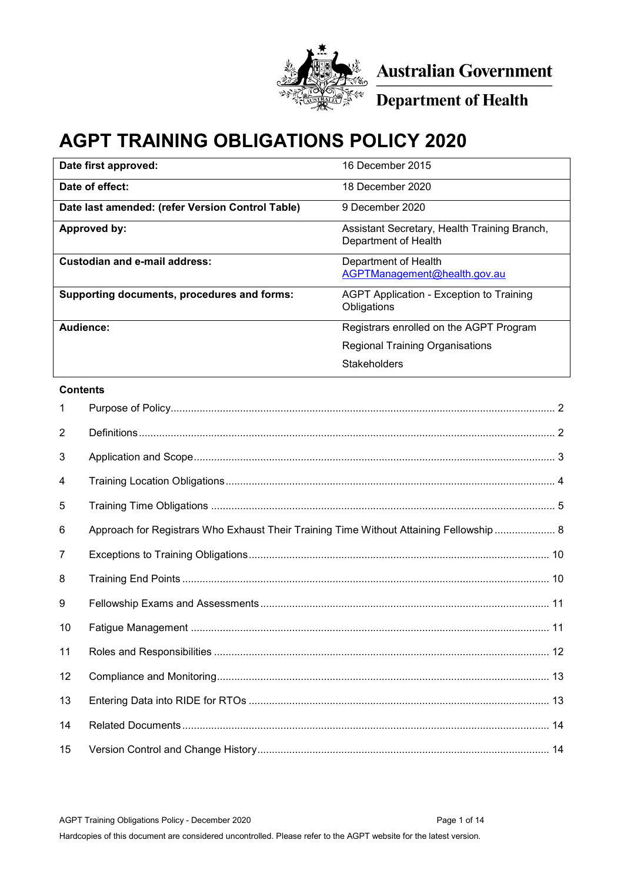Australian Government

Department of Health

# AGPT TRAINING OBLIGATIONS POLICY 2020

| | |
|---|---|
| **Date first approved:** | 16 December 2015 |
| **Date of effect:** | 18 December 2020 |
| **Date last amended: (refer Version Control Table)** | 9 December 2020 |
| **Approved by:** | Assistant Secretary, Health Training Branch, Department of Health |
| **Custodian and e-mail address:** | Department of Health AGPTManagement@health.gov.au |
| **Supporting documents, procedures and forms:** | AGPT Application - Exception to Training Obligations |
| **Audience:** | Registrars enrolled on the AGPT Program<br>Regional Training Organisations<br>Stakeholders |

**Contents**

1 Purpose of Policy .......... 2

2 Definitions .......... 2

3 Application and Scope .......... 3

4 Training Location Obligations .......... 4

5 Training Time Obligations .......... 5

6 Approach for Registrars Who Exhaust Their Training Time Without Attaining Fellowship .......... 8

7 Exceptions to Training Obligations .......... 10

8 Training End Points .......... 10

9 Fellowship Exams and Assessments .......... 11

10 Fatigue Management .......... 11

11 Roles and Responsibilities .......... 12

12 Compliance and Monitoring .......... 13

13 Entering Data into RIDE for RTOs .......... 13

14 Related Documents .......... 14

15 Version Control and Change History .......... 14

Hardcopies of this document are considered uncontrolled. Please refer to the AGPT website for the latest version.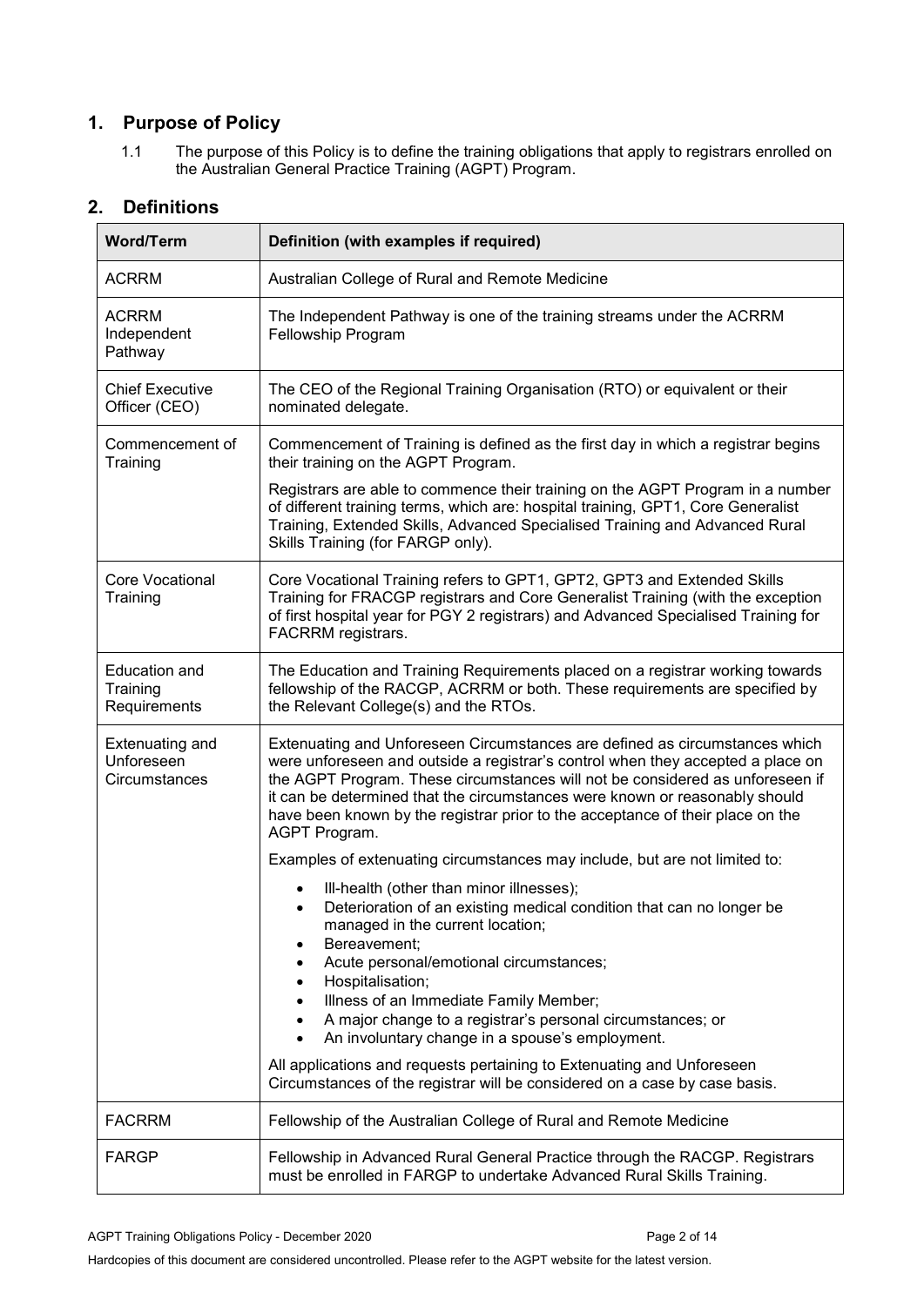## 1. Purpose of Policy

1.1 The purpose of this Policy is to define the training obligations that apply to registrars enrolled on the Australian General Practice Training (AGPT) Program.

## 2. Definitions

| Word/Term | Definition (with examples if required) |
|---|---|
| ACRRM | Australian College of Rural and Remote Medicine |
| ACRRM Independent Pathway | The Independent Pathway is one of the training streams under the ACRRM Fellowship Program |
| Chief Executive Officer (CEO) | The CEO of the Regional Training Organisation (RTO) or equivalent or their nominated delegate. |
| Commencement of Training | Commencement of Training is defined as the first day in which a registrar begins their training on the AGPT Program.<br><br>Registrars are able to commence their training on the AGPT Program in a number of different training terms, which are: hospital training, GPT1, Core Generalist Training, Extended Skills, Advanced Specialised Training and Advanced Rural Skills Training (for FARGP only). |
| Core Vocational Training | Core Vocational Training refers to GPT1, GPT2, GPT3 and Extended Skills Training for FRACGP registrars and Core Generalist Training (with the exception of first hospital year for PGY 2 registrars) and Advanced Specialised Training for FACRRM registrars. |
| Education and Training Requirements | The Education and Training Requirements placed on a registrar working towards fellowship of the RACGP, ACRRM or both. These requirements are specified by the Relevant College(s) and the RTOs. |
| Extenuating and Unforeseen Circumstances | Extenuating and Unforeseen Circumstances are defined as circumstances which were unforeseen and outside a registrar's control when they accepted a place on the AGPT Program. These circumstances will not be considered as unforeseen if it can be determined that the circumstances were known or reasonably should have been known by the registrar prior to the acceptance of their place on the AGPT Program.<br><br>Examples of extenuating circumstances may include, but are not limited to:<br><br>• Ill-health (other than minor illnesses);<br>• Deterioration of an existing medical condition that can no longer be managed in the current location;<br>• Bereavement;<br>• Acute personal/emotional circumstances;<br>• Hospitalisation;<br>• Illness of an Immediate Family Member;<br>• A major change to a registrar's personal circumstances; or<br>• An involuntary change in a spouse's employment.<br><br>All applications and requests pertaining to Extenuating and Unforeseen Circumstances of the registrar will be considered on a case by case basis. |
| FACRRM | Fellowship of the Australian College of Rural and Remote Medicine |
| FARGP | Fellowship in Advanced Rural General Practice through the RACGP. Registrars must be enrolled in FARGP to undertake Advanced Rural Skills Training. |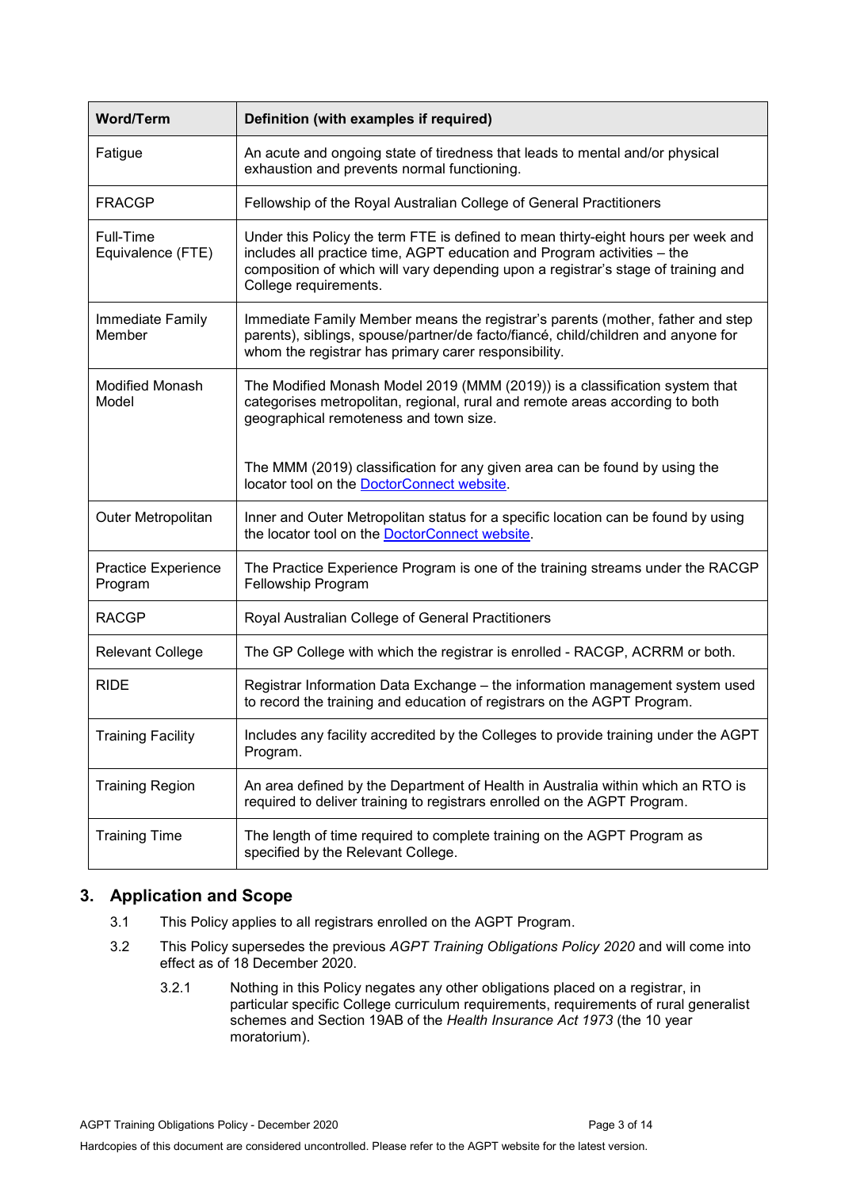| Word/Term | Definition (with examples if required) |
|---|---|
| Fatigue | An acute and ongoing state of tiredness that leads to mental and/or physical exhaustion and prevents normal functioning. |
| FRACGP | Fellowship of the Royal Australian College of General Practitioners |
| Full-Time Equivalence (FTE) | Under this Policy the term FTE is defined to mean thirty-eight hours per week and includes all practice time, AGPT education and Program activities – the composition of which will vary depending upon a registrar's stage of training and College requirements. |
| Immediate Family Member | Immediate Family Member means the registrar's parents (mother, father and step parents), siblings, spouse/partner/de facto/fiancé, child/children and anyone for whom the registrar has primary carer responsibility. |
| Modified Monash Model | The Modified Monash Model 2019 (MMM (2019)) is a classification system that categorises metropolitan, regional, rural and remote areas according to both geographical remoteness and town size.<br><br>The MMM (2019) classification for any given area can be found by using the locator tool on the DoctorConnect website. |
| Outer Metropolitan | Inner and Outer Metropolitan status for a specific location can be found by using the locator tool on the DoctorConnect website. |
| Practice Experience Program | The Practice Experience Program is one of the training streams under the RACGP Fellowship Program |
| RACGP | Royal Australian College of General Practitioners |
| Relevant College | The GP College with which the registrar is enrolled - RACGP, ACRRM or both. |
| RIDE | Registrar Information Data Exchange – the information management system used to record the training and education of registrars on the AGPT Program. |
| Training Facility | Includes any facility accredited by the Colleges to provide training under the AGPT Program. |
| Training Region | An area defined by the Department of Health in Australia within which an RTO is required to deliver training to registrars enrolled on the AGPT Program. |
| Training Time | The length of time required to complete training on the AGPT Program as specified by the Relevant College. |

## 3. Application and Scope

3.1 This Policy applies to all registrars enrolled on the AGPT Program.

3.2 This Policy supersedes the previous *AGPT Training Obligations Policy 2020* and will come into effect as of 18 December 2020.

3.2.1 Nothing in this Policy negates any other obligations placed on a registrar, in particular specific College curriculum requirements, requirements of rural generalist schemes and Section 19AB of the *Health Insurance Act 1973* (the 10 year moratorium).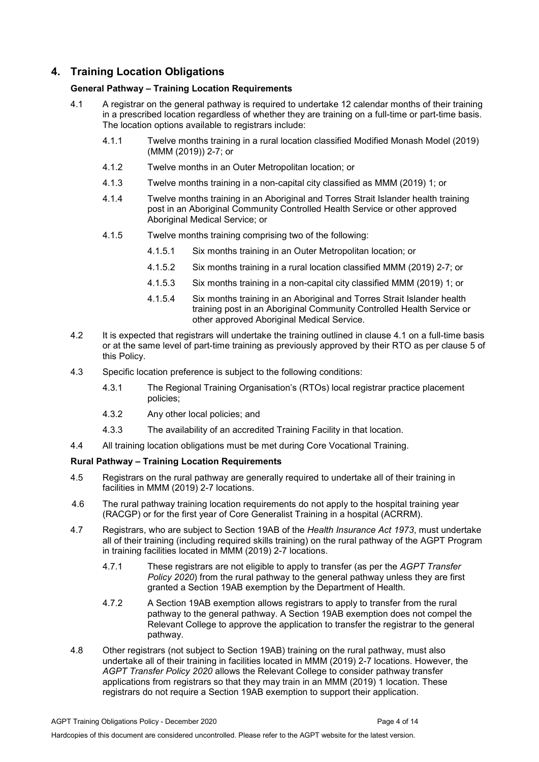## 4. Training Location Obligations

**General Pathway – Training Location Requirements**

4.1 A registrar on the general pathway is required to undertake 12 calendar months of their training in a prescribed location regardless of whether they are training on a full-time or part-time basis. The location options available to registrars include:

- 4.1.1 Twelve months training in a rural location classified Modified Monash Model (2019) (MMM (2019)) 2-7; or
- 4.1.2 Twelve months in an Outer Metropolitan location; or
- 4.1.3 Twelve months training in a non-capital city classified as MMM (2019) 1; or
- 4.1.4 Twelve months training in an Aboriginal and Torres Strait Islander health training post in an Aboriginal Community Controlled Health Service or other approved Aboriginal Medical Service; or
- 4.1.5 Twelve months training comprising two of the following:
  - 4.1.5.1 Six months training in an Outer Metropolitan location; or
  - 4.1.5.2 Six months training in a rural location classified MMM (2019) 2-7; or
  - 4.1.5.3 Six months training in a non-capital city classified MMM (2019) 1; or
  - 4.1.5.4 Six months training in an Aboriginal and Torres Strait Islander health training post in an Aboriginal Community Controlled Health Service or other approved Aboriginal Medical Service.

4.2 It is expected that registrars will undertake the training outlined in clause 4.1 on a full-time basis or at the same level of part-time training as previously approved by their RTO as per clause 5 of this Policy.

4.3 Specific location preference is subject to the following conditions:

- 4.3.1 The Regional Training Organisation's (RTOs) local registrar practice placement policies;
- 4.3.2 Any other local policies; and
- 4.3.3 The availability of an accredited Training Facility in that location.

4.4 All training location obligations must be met during Core Vocational Training.

**Rural Pathway – Training Location Requirements**

4.5 Registrars on the rural pathway are generally required to undertake all of their training in facilities in MMM (2019) 2-7 locations.

4.6 The rural pathway training location requirements do not apply to the hospital training year (RACGP) or for the first year of Core Generalist Training in a hospital (ACRRM).

4.7 Registrars, who are subject to Section 19AB of the *Health Insurance Act 1973*, must undertake all of their training (including required skills training) on the rural pathway of the AGPT Program in training facilities located in MMM (2019) 2-7 locations.

- 4.7.1 These registrars are not eligible to apply to transfer (as per the *AGPT Transfer Policy 2020*) from the rural pathway to the general pathway unless they are first granted a Section 19AB exemption by the Department of Health.
- 4.7.2 A Section 19AB exemption allows registrars to apply to transfer from the rural pathway to the general pathway. A Section 19AB exemption does not compel the Relevant College to approve the application to transfer the registrar to the general pathway.

4.8 Other registrars (not subject to Section 19AB) training on the rural pathway, must also undertake all of their training in facilities located in MMM (2019) 2-7 locations. However, the *AGPT Transfer Policy 2020* allows the Relevant College to consider pathway transfer applications from registrars so that they may train in an MMM (2019) 1 location. These registrars do not require a Section 19AB exemption to support their application.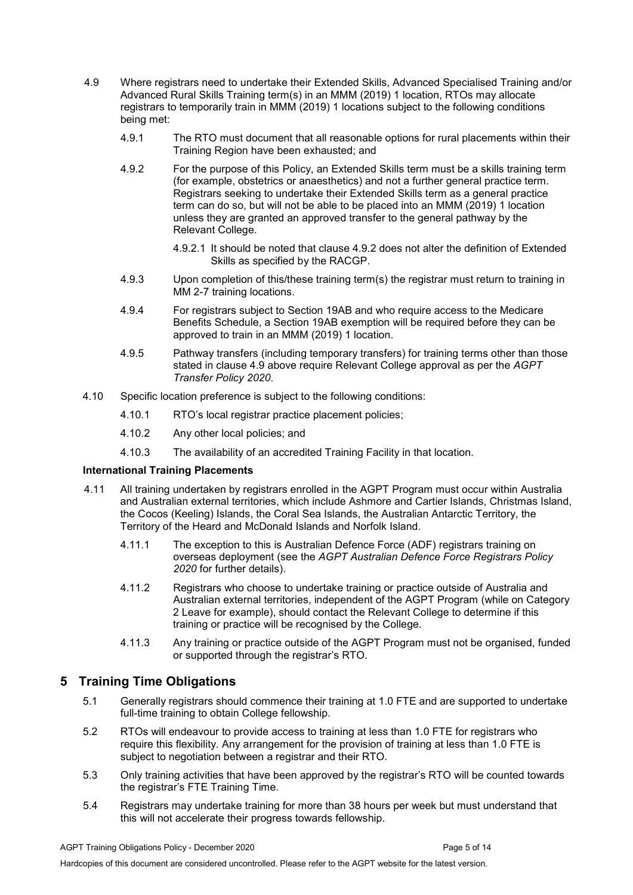4.9 Where registrars need to undertake their Extended Skills, Advanced Specialised Training and/or Advanced Rural Skills Training term(s) in an MMM (2019) 1 location, RTOs may allocate registrars to temporarily train in MMM (2019) 1 locations subject to the following conditions being met:

- 4.9.1 The RTO must document that all reasonable options for rural placements within their Training Region have been exhausted; and
- 4.9.2 For the purpose of this Policy, an Extended Skills term must be a skills training term (for example, obstetrics or anaesthetics) and not a further general practice term. Registrars seeking to undertake their Extended Skills term as a general practice term can do so, but will not be able to be placed into an MMM (2019) 1 location unless they are granted an approved transfer to the general pathway by the Relevant College.
  - 4.9.2.1 It should be noted that clause 4.9.2 does not alter the definition of Extended Skills as specified by the RACGP.
- 4.9.3 Upon completion of this/these training term(s) the registrar must return to training in MM 2-7 training locations.
- 4.9.4 For registrars subject to Section 19AB and who require access to the Medicare Benefits Schedule, a Section 19AB exemption will be required before they can be approved to train in an MMM (2019) 1 location.
- 4.9.5 Pathway transfers (including temporary transfers) for training terms other than those stated in clause 4.9 above require Relevant College approval as per the *AGPT Transfer Policy 2020*.

4.10 Specific location preference is subject to the following conditions:

- 4.10.1 RTO's local registrar practice placement policies;
- 4.10.2 Any other local policies; and
- 4.10.3 The availability of an accredited Training Facility in that location.

**International Training Placements**

4.11 All training undertaken by registrars enrolled in the AGPT Program must occur within Australia and Australian external territories, which include Ashmore and Cartier Islands, Christmas Island, the Cocos (Keeling) Islands, the Coral Sea Islands, the Australian Antarctic Territory, the Territory of the Heard and McDonald Islands and Norfolk Island.

- 4.11.1 The exception to this is Australian Defence Force (ADF) registrars training on overseas deployment (see the *AGPT Australian Defence Force Registrars Policy 2020* for further details).
- 4.11.2 Registrars who choose to undertake training or practice outside of Australia and Australian external territories, independent of the AGPT Program (while on Category 2 Leave for example), should contact the Relevant College to determine if this training or practice will be recognised by the College.
- 4.11.3 Any training or practice outside of the AGPT Program must not be organised, funded or supported through the registrar's RTO.

## 5 Training Time Obligations

5.1 Generally registrars should commence their training at 1.0 FTE and are supported to undertake full-time training to obtain College fellowship.

5.2 RTOs will endeavour to provide access to training at less than 1.0 FTE for registrars who require this flexibility. Any arrangement for the provision of training at less than 1.0 FTE is subject to negotiation between a registrar and their RTO.

5.3 Only training activities that have been approved by the registrar's RTO will be counted towards the registrar's FTE Training Time.

5.4 Registrars may undertake training for more than 38 hours per week but must understand that this will not accelerate their progress towards fellowship.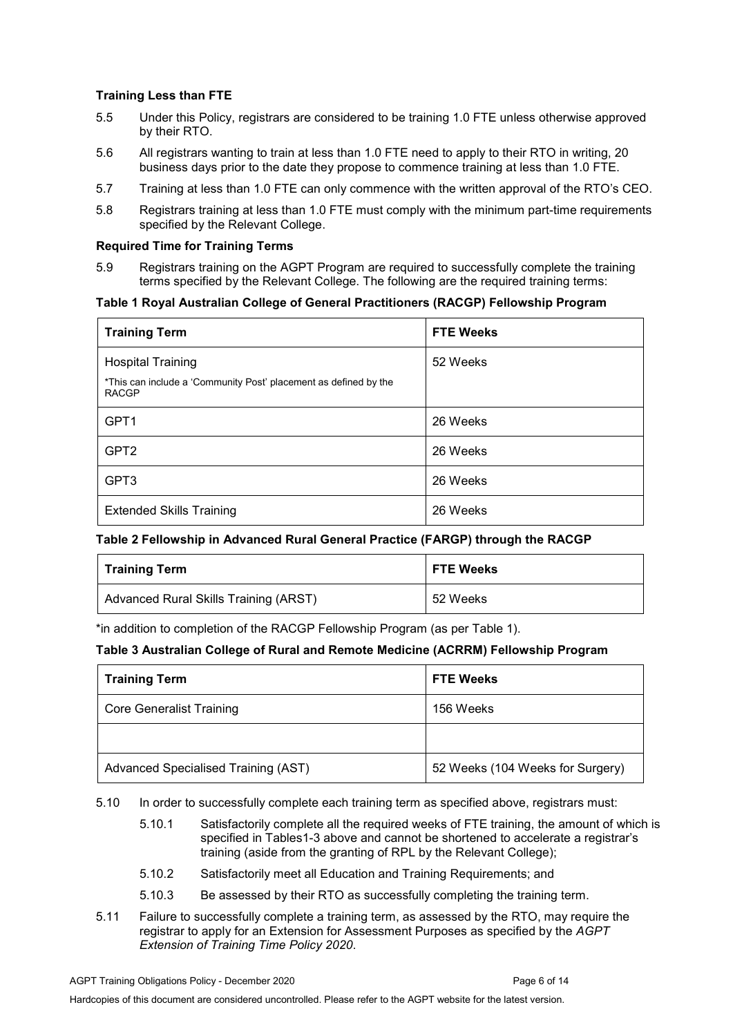### Training Less than FTE

5.5 Under this Policy, registrars are considered to be training 1.0 FTE unless otherwise approved by their RTO.

5.6 All registrars wanting to train at less than 1.0 FTE need to apply to their RTO in writing, 20 business days prior to the date they propose to commence training at less than 1.0 FTE.

5.7 Training at less than 1.0 FTE can only commence with the written approval of the RTO's CEO.

5.8 Registrars training at less than 1.0 FTE must comply with the minimum part-time requirements specified by the Relevant College.

### Required Time for Training Terms

5.9 Registrars training on the AGPT Program are required to successfully complete the training terms specified by the Relevant College. The following are the required training terms:

**Table 1 Royal Australian College of General Practitioners (RACGP) Fellowship Program**

| Training Term | FTE Weeks |
|---|---|
| Hospital Training<br>*This can include a 'Community Post' placement as defined by the RACGP | 52 Weeks |
| GPT1 | 26 Weeks |
| GPT2 | 26 Weeks |
| GPT3 | 26 Weeks |
| Extended Skills Training | 26 Weeks |

**Table 2 Fellowship in Advanced Rural General Practice (FARGP) through the RACGP**

| Training Term | FTE Weeks |
|---|---|
| Advanced Rural Skills Training (ARST) | 52 Weeks |

*in addition to completion of the RACGP Fellowship Program (as per Table 1).

**Table 3 Australian College of Rural and Remote Medicine (ACRRM) Fellowship Program**

| Training Term | FTE Weeks |
|---|---|
| Core Generalist Training | 156 Weeks |
| | |
| Advanced Specialised Training (AST) | 52 Weeks (104 Weeks for Surgery) |

5.10 In order to successfully complete each training term as specified above, registrars must:

5.10.1 Satisfactorily complete all the required weeks of FTE training, the amount of which is specified in Tables1-3 above and cannot be shortened to accelerate a registrar's training (aside from the granting of RPL by the Relevant College);

5.10.2 Satisfactorily meet all Education and Training Requirements; and

5.10.3 Be assessed by their RTO as successfully completing the training term.

5.11 Failure to successfully complete a training term, as assessed by the RTO, may require the registrar to apply for an Extension for Assessment Purposes as specified by the *AGPT Extension of Training Time Policy 2020*.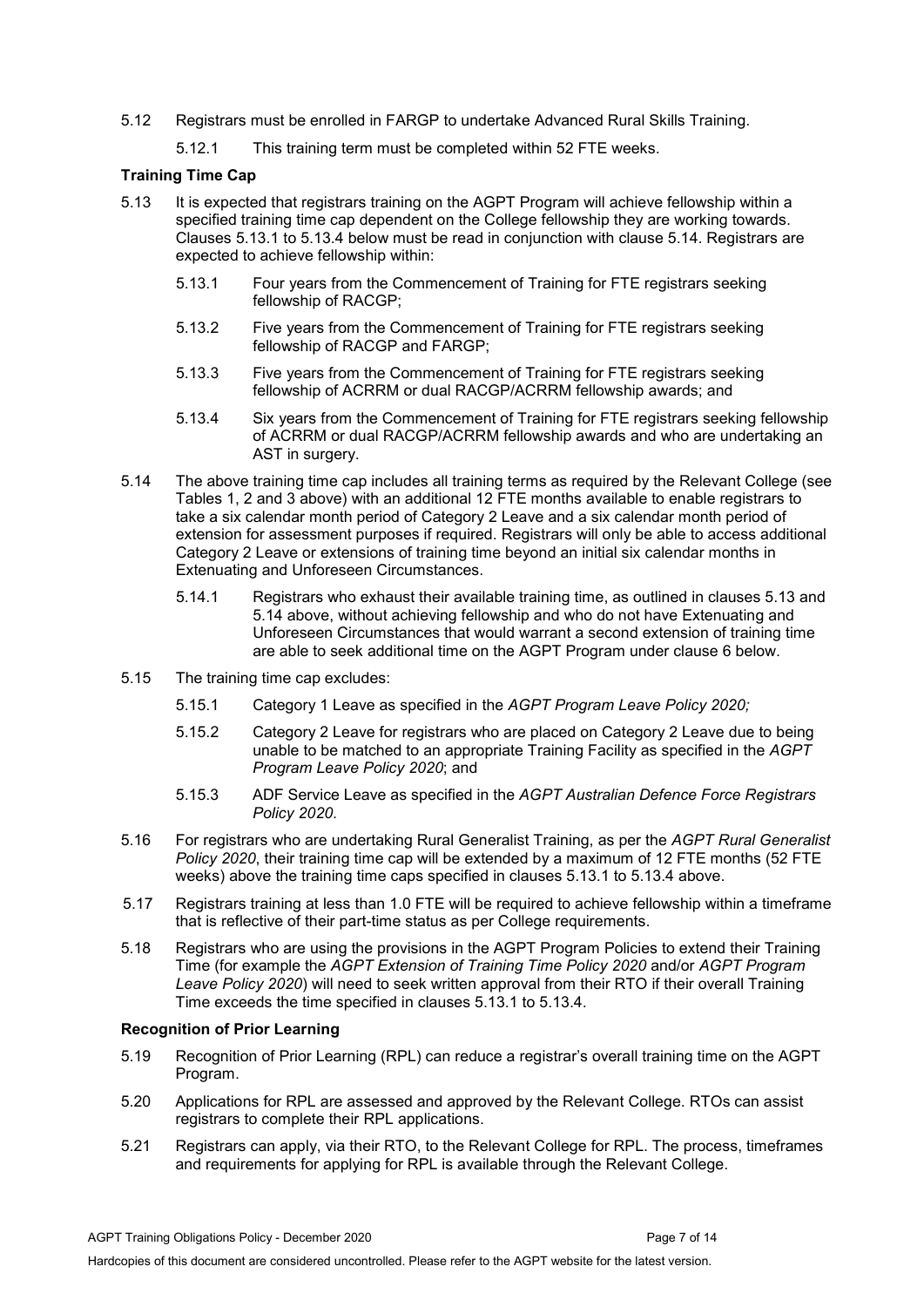5.12 Registrars must be enrolled in FARGP to undertake Advanced Rural Skills Training.

  5.12.1 This training term must be completed within 52 FTE weeks.

**Training Time Cap**

5.13 It is expected that registrars training on the AGPT Program will achieve fellowship within a specified training time cap dependent on the College fellowship they are working towards. Clauses 5.13.1 to 5.13.4 below must be read in conjunction with clause 5.14. Registrars are expected to achieve fellowship within:

  5.13.1 Four years from the Commencement of Training for FTE registrars seeking fellowship of RACGP;

  5.13.2 Five years from the Commencement of Training for FTE registrars seeking fellowship of RACGP and FARGP;

  5.13.3 Five years from the Commencement of Training for FTE registrars seeking fellowship of ACRRM or dual RACGP/ACRRM fellowship awards; and

  5.13.4 Six years from the Commencement of Training for FTE registrars seeking fellowship of ACRRM or dual RACGP/ACRRM fellowship awards and who are undertaking an AST in surgery.

5.14 The above training time cap includes all training terms as required by the Relevant College (see Tables 1, 2 and 3 above) with an additional 12 FTE months available to enable registrars to take a six calendar month period of Category 2 Leave and a six calendar month period of extension for assessment purposes if required. Registrars will only be able to access additional Category 2 Leave or extensions of training time beyond an initial six calendar months in Extenuating and Unforeseen Circumstances.

  5.14.1 Registrars who exhaust their available training time, as outlined in clauses 5.13 and 5.14 above, without achieving fellowship and who do not have Extenuating and Unforeseen Circumstances that would warrant a second extension of training time are able to seek additional time on the AGPT Program under clause 6 below.

5.15 The training time cap excludes:

  5.15.1 Category 1 Leave as specified in the *AGPT Program Leave Policy 2020;*

  5.15.2 Category 2 Leave for registrars who are placed on Category 2 Leave due to being unable to be matched to an appropriate Training Facility as specified in the *AGPT Program Leave Policy 2020*; and

  5.15.3 ADF Service Leave as specified in the *AGPT Australian Defence Force Registrars Policy 2020*.

5.16 For registrars who are undertaking Rural Generalist Training, as per the *AGPT Rural Generalist Policy 2020*, their training time cap will be extended by a maximum of 12 FTE months (52 FTE weeks) above the training time caps specified in clauses 5.13.1 to 5.13.4 above.

5.17 Registrars training at less than 1.0 FTE will be required to achieve fellowship within a timeframe that is reflective of their part-time status as per College requirements.

5.18 Registrars who are using the provisions in the AGPT Program Policies to extend their Training Time (for example the *AGPT Extension of Training Time Policy 2020* and/or *AGPT Program Leave Policy 2020*) will need to seek written approval from their RTO if their overall Training Time exceeds the time specified in clauses 5.13.1 to 5.13.4.

**Recognition of Prior Learning**

5.19 Recognition of Prior Learning (RPL) can reduce a registrar's overall training time on the AGPT Program.

5.20 Applications for RPL are assessed and approved by the Relevant College. RTOs can assist registrars to complete their RPL applications.

5.21 Registrars can apply, via their RTO, to the Relevant College for RPL. The process, timeframes and requirements for applying for RPL is available through the Relevant College.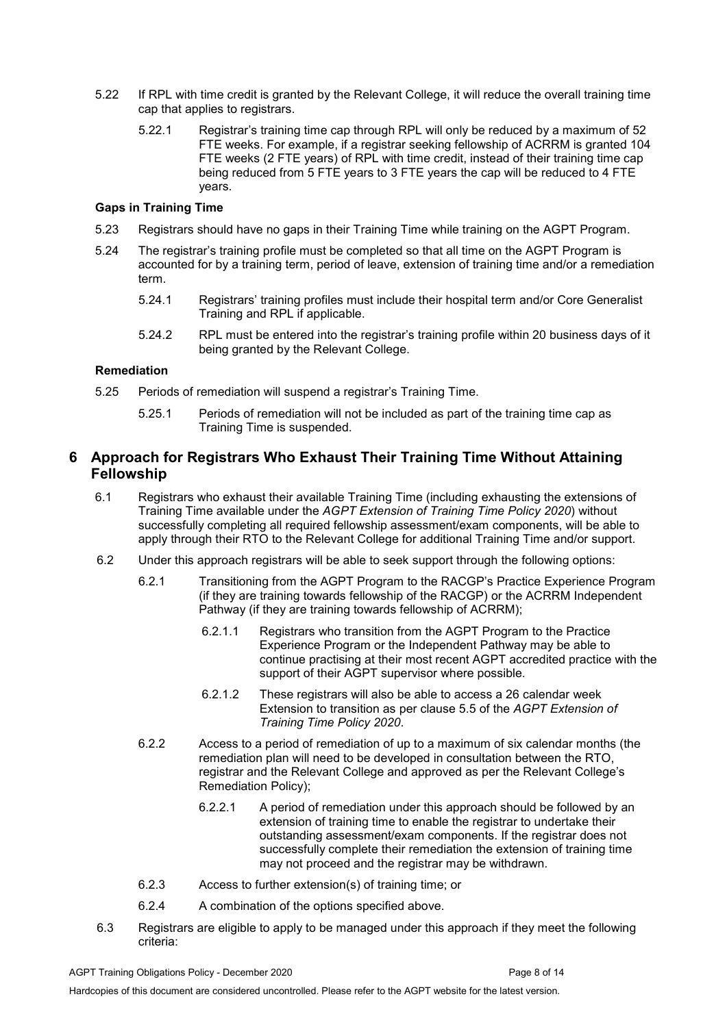5.22 If RPL with time credit is granted by the Relevant College, it will reduce the overall training time cap that applies to registrars.

5.22.1 Registrar's training time cap through RPL will only be reduced by a maximum of 52 FTE weeks. For example, if a registrar seeking fellowship of ACRRM is granted 104 FTE weeks (2 FTE years) of RPL with time credit, instead of their training time cap being reduced from 5 FTE years to 3 FTE years the cap will be reduced to 4 FTE years.

**Gaps in Training Time**

5.23 Registrars should have no gaps in their Training Time while training on the AGPT Program.

5.24 The registrar's training profile must be completed so that all time on the AGPT Program is accounted for by a training term, period of leave, extension of training time and/or a remediation term.

5.24.1 Registrars' training profiles must include their hospital term and/or Core Generalist Training and RPL if applicable.

5.24.2 RPL must be entered into the registrar's training profile within 20 business days of it being granted by the Relevant College.

**Remediation**

5.25 Periods of remediation will suspend a registrar's Training Time.

5.25.1 Periods of remediation will not be included as part of the training time cap as Training Time is suspended.

## 6 Approach for Registrars Who Exhaust Their Training Time Without Attaining Fellowship

6.1 Registrars who exhaust their available Training Time (including exhausting the extensions of Training Time available under the *AGPT Extension of Training Time Policy 2020*) without successfully completing all required fellowship assessment/exam components, will be able to apply through their RTO to the Relevant College for additional Training Time and/or support.

6.2 Under this approach registrars will be able to seek support through the following options:

6.2.1 Transitioning from the AGPT Program to the RACGP's Practice Experience Program (if they are training towards fellowship of the RACGP) or the ACRRM Independent Pathway (if they are training towards fellowship of ACRRM);

6.2.1.1 Registrars who transition from the AGPT Program to the Practice Experience Program or the Independent Pathway may be able to continue practising at their most recent AGPT accredited practice with the support of their AGPT supervisor where possible.

6.2.1.2 These registrars will also be able to access a 26 calendar week Extension to transition as per clause 5.5 of the *AGPT Extension of Training Time Policy 2020*.

6.2.2 Access to a period of remediation of up to a maximum of six calendar months (the remediation plan will need to be developed in consultation between the RTO, registrar and the Relevant College and approved as per the Relevant College's Remediation Policy);

6.2.2.1 A period of remediation under this approach should be followed by an extension of training time to enable the registrar to undertake their outstanding assessment/exam components. If the registrar does not successfully complete their remediation the extension of training time may not proceed and the registrar may be withdrawn.

6.2.3 Access to further extension(s) of training time; or

6.2.4 A combination of the options specified above.

6.3 Registrars are eligible to apply to be managed under this approach if they meet the following criteria: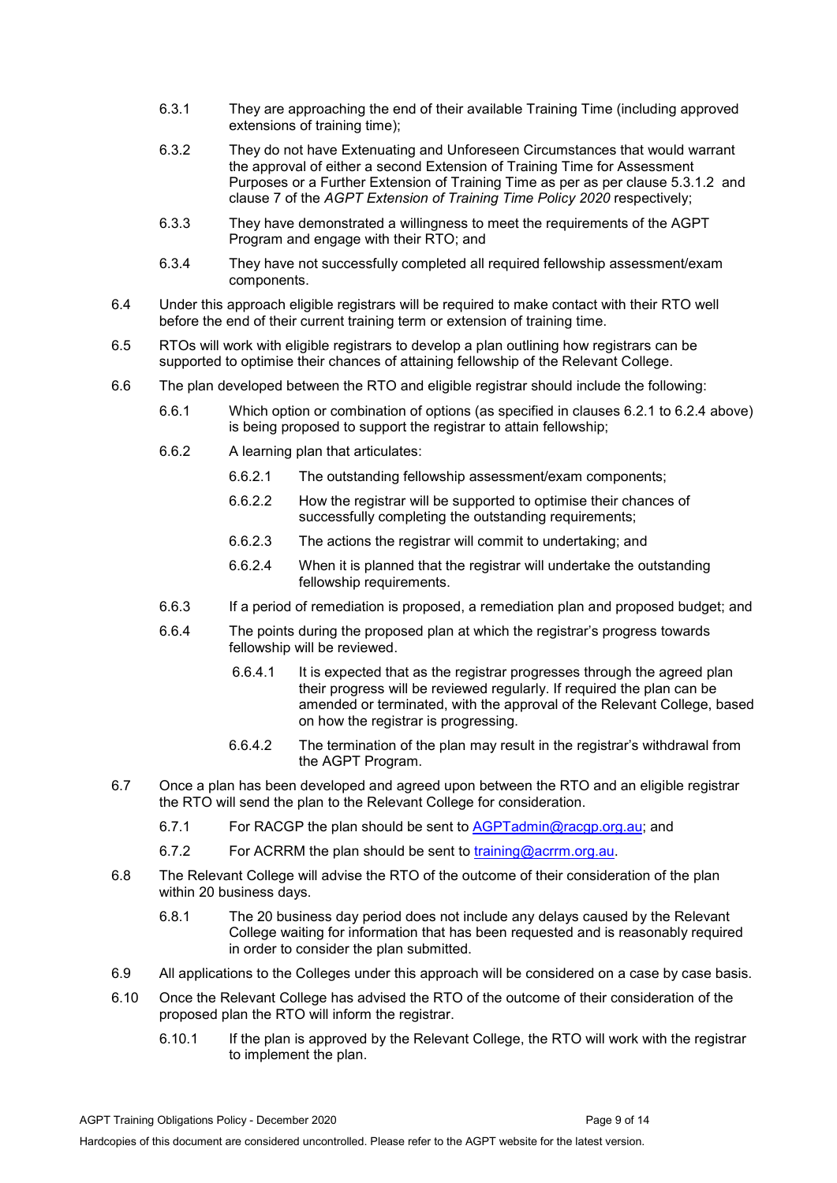6.3.1 They are approaching the end of their available Training Time (including approved extensions of training time);

6.3.2 They do not have Extenuating and Unforeseen Circumstances that would warrant the approval of either a second Extension of Training Time for Assessment Purposes or a Further Extension of Training Time as per as per clause 5.3.1.2 and clause 7 of the *AGPT Extension of Training Time Policy 2020* respectively;

6.3.3 They have demonstrated a willingness to meet the requirements of the AGPT Program and engage with their RTO; and

6.3.4 They have not successfully completed all required fellowship assessment/exam components.

6.4 Under this approach eligible registrars will be required to make contact with their RTO well before the end of their current training term or extension of training time.

6.5 RTOs will work with eligible registrars to develop a plan outlining how registrars can be supported to optimise their chances of attaining fellowship of the Relevant College.

6.6 The plan developed between the RTO and eligible registrar should include the following:

6.6.1 Which option or combination of options (as specified in clauses 6.2.1 to 6.2.4 above) is being proposed to support the registrar to attain fellowship;

6.6.2 A learning plan that articulates:

6.6.2.1 The outstanding fellowship assessment/exam components;

6.6.2.2 How the registrar will be supported to optimise their chances of successfully completing the outstanding requirements;

6.6.2.3 The actions the registrar will commit to undertaking; and

6.6.2.4 When it is planned that the registrar will undertake the outstanding fellowship requirements.

6.6.3 If a period of remediation is proposed, a remediation plan and proposed budget; and

6.6.4 The points during the proposed plan at which the registrar's progress towards fellowship will be reviewed.

6.6.4.1 It is expected that as the registrar progresses through the agreed plan their progress will be reviewed regularly. If required the plan can be amended or terminated, with the approval of the Relevant College, based on how the registrar is progressing.

6.6.4.2 The termination of the plan may result in the registrar's withdrawal from the AGPT Program.

6.7 Once a plan has been developed and agreed upon between the RTO and an eligible registrar the RTO will send the plan to the Relevant College for consideration.

6.7.1 For RACGP the plan should be sent to AGPTadmin@racgp.org.au; and

6.7.2 For ACRRM the plan should be sent to training@acrrm.org.au.

6.8 The Relevant College will advise the RTO of the outcome of their consideration of the plan within 20 business days.

6.8.1 The 20 business day period does not include any delays caused by the Relevant College waiting for information that has been requested and is reasonably required in order to consider the plan submitted.

6.9 All applications to the Colleges under this approach will be considered on a case by case basis.

6.10 Once the Relevant College has advised the RTO of the outcome of their consideration of the proposed plan the RTO will inform the registrar.

6.10.1 If the plan is approved by the Relevant College, the RTO will work with the registrar to implement the plan.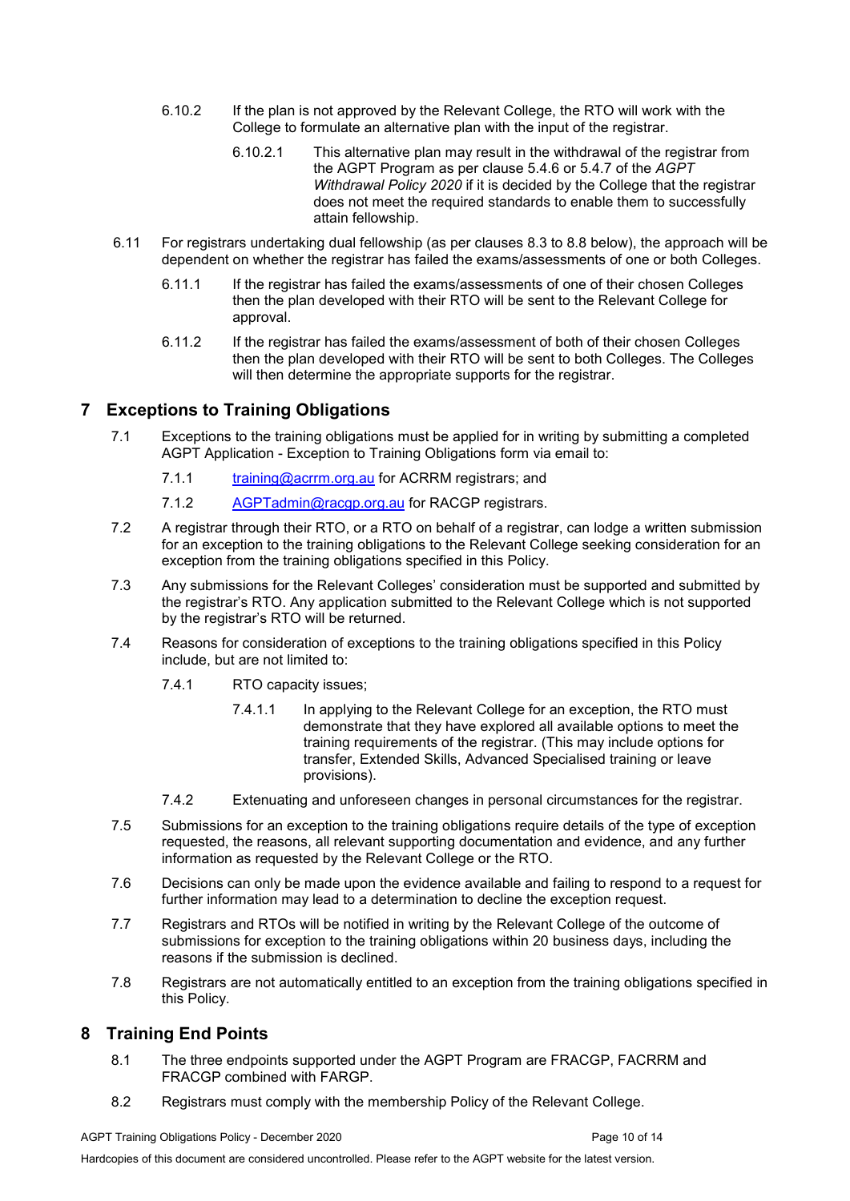6.10.2 If the plan is not approved by the Relevant College, the RTO will work with the College to formulate an alternative plan with the input of the registrar.

6.10.2.1 This alternative plan may result in the withdrawal of the registrar from the AGPT Program as per clause 5.4.6 or 5.4.7 of the *AGPT Withdrawal Policy 2020* if it is decided by the College that the registrar does not meet the required standards to enable them to successfully attain fellowship.

6.11 For registrars undertaking dual fellowship (as per clauses 8.3 to 8.8 below), the approach will be dependent on whether the registrar has failed the exams/assessments of one or both Colleges.

6.11.1 If the registrar has failed the exams/assessments of one of their chosen Colleges then the plan developed with their RTO will be sent to the Relevant College for approval.

6.11.2 If the registrar has failed the exams/assessment of both of their chosen Colleges then the plan developed with their RTO will be sent to both Colleges. The Colleges will then determine the appropriate supports for the registrar.

## 7 Exceptions to Training Obligations

7.1 Exceptions to the training obligations must be applied for in writing by submitting a completed AGPT Application - Exception to Training Obligations form via email to:

7.1.1 training@acrrm.org.au for ACRRM registrars; and

7.1.2 AGPTadmin@racgp.org.au for RACGP registrars.

7.2 A registrar through their RTO, or a RTO on behalf of a registrar, can lodge a written submission for an exception to the training obligations to the Relevant College seeking consideration for an exception from the training obligations specified in this Policy.

7.3 Any submissions for the Relevant Colleges' consideration must be supported and submitted by the registrar's RTO. Any application submitted to the Relevant College which is not supported by the registrar's RTO will be returned.

7.4 Reasons for consideration of exceptions to the training obligations specified in this Policy include, but are not limited to:

7.4.1 RTO capacity issues;

7.4.1.1 In applying to the Relevant College for an exception, the RTO must demonstrate that they have explored all available options to meet the training requirements of the registrar. (This may include options for transfer, Extended Skills, Advanced Specialised training or leave provisions).

7.4.2 Extenuating and unforeseen changes in personal circumstances for the registrar.

7.5 Submissions for an exception to the training obligations require details of the type of exception requested, the reasons, all relevant supporting documentation and evidence, and any further information as requested by the Relevant College or the RTO.

7.6 Decisions can only be made upon the evidence available and failing to respond to a request for further information may lead to a determination to decline the exception request.

7.7 Registrars and RTOs will be notified in writing by the Relevant College of the outcome of submissions for exception to the training obligations within 20 business days, including the reasons if the submission is declined.

7.8 Registrars are not automatically entitled to an exception from the training obligations specified in this Policy.

## 8 Training End Points

8.1 The three endpoints supported under the AGPT Program are FRACGP, FACRRM and FRACGP combined with FARGP.

8.2 Registrars must comply with the membership Policy of the Relevant College.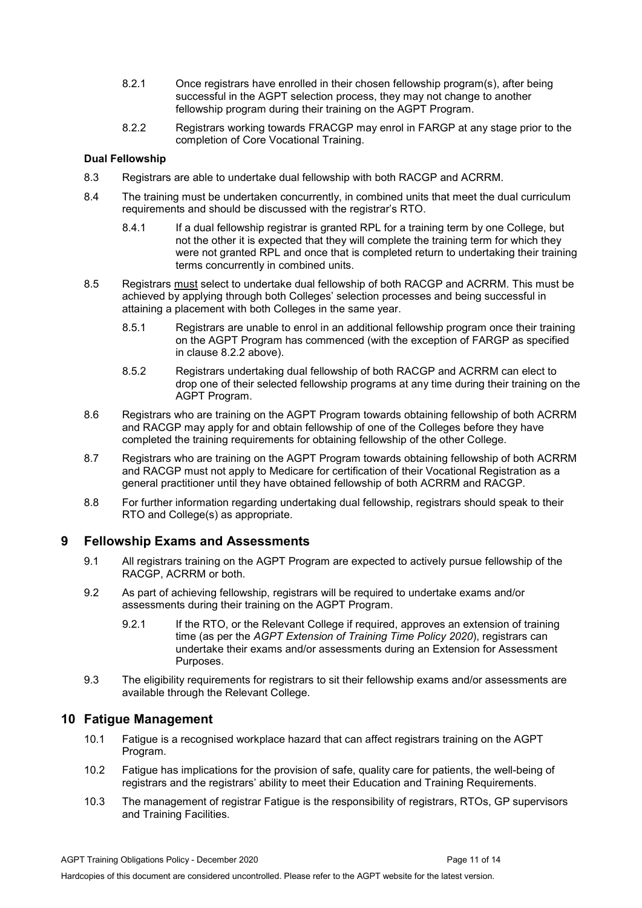8.2.1 Once registrars have enrolled in their chosen fellowship program(s), after being successful in the AGPT selection process, they may not change to another fellowship program during their training on the AGPT Program.

8.2.2 Registrars working towards FRACGP may enrol in FARGP at any stage prior to the completion of Core Vocational Training.

**Dual Fellowship**

8.3 Registrars are able to undertake dual fellowship with both RACGP and ACRRM.

8.4 The training must be undertaken concurrently, in combined units that meet the dual curriculum requirements and should be discussed with the registrar's RTO.

8.4.1 If a dual fellowship registrar is granted RPL for a training term by one College, but not the other it is expected that they will complete the training term for which they were not granted RPL and once that is completed return to undertaking their training terms concurrently in combined units.

8.5 Registrars must select to undertake dual fellowship of both RACGP and ACRRM. This must be achieved by applying through both Colleges' selection processes and being successful in attaining a placement with both Colleges in the same year.

8.5.1 Registrars are unable to enrol in an additional fellowship program once their training on the AGPT Program has commenced (with the exception of FARGP as specified in clause 8.2.2 above).

8.5.2 Registrars undertaking dual fellowship of both RACGP and ACRRM can elect to drop one of their selected fellowship programs at any time during their training on the AGPT Program.

8.6 Registrars who are training on the AGPT Program towards obtaining fellowship of both ACRRM and RACGP may apply for and obtain fellowship of one of the Colleges before they have completed the training requirements for obtaining fellowship of the other College.

8.7 Registrars who are training on the AGPT Program towards obtaining fellowship of both ACRRM and RACGP must not apply to Medicare for certification of their Vocational Registration as a general practitioner until they have obtained fellowship of both ACRRM and RACGP.

8.8 For further information regarding undertaking dual fellowship, registrars should speak to their RTO and College(s) as appropriate.

## 9 Fellowship Exams and Assessments

9.1 All registrars training on the AGPT Program are expected to actively pursue fellowship of the RACGP, ACRRM or both.

9.2 As part of achieving fellowship, registrars will be required to undertake exams and/or assessments during their training on the AGPT Program.

9.2.1 If the RTO, or the Relevant College if required, approves an extension of training time (as per the *AGPT Extension of Training Time Policy 2020*), registrars can undertake their exams and/or assessments during an Extension for Assessment Purposes.

9.3 The eligibility requirements for registrars to sit their fellowship exams and/or assessments are available through the Relevant College.

## 10 Fatigue Management

10.1 Fatigue is a recognised workplace hazard that can affect registrars training on the AGPT Program.

10.2 Fatigue has implications for the provision of safe, quality care for patients, the well-being of registrars and the registrars' ability to meet their Education and Training Requirements.

10.3 The management of registrar Fatigue is the responsibility of registrars, RTOs, GP supervisors and Training Facilities.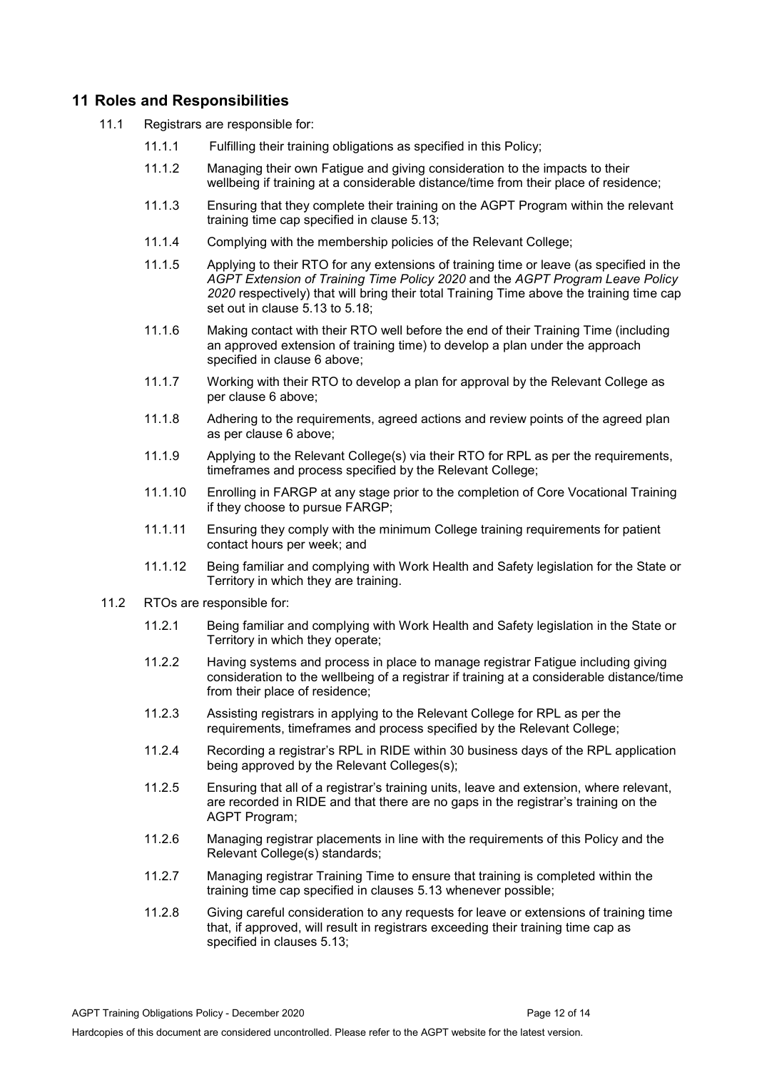## 11 Roles and Responsibilities

11.1 Registrars are responsible for:

- 11.1.1 Fulfilling their training obligations as specified in this Policy;
- 11.1.2 Managing their own Fatigue and giving consideration to the impacts to their wellbeing if training at a considerable distance/time from their place of residence;
- 11.1.3 Ensuring that they complete their training on the AGPT Program within the relevant training time cap specified in clause 5.13;
- 11.1.4 Complying with the membership policies of the Relevant College;
- 11.1.5 Applying to their RTO for any extensions of training time or leave (as specified in the *AGPT Extension of Training Time Policy 2020* and the *AGPT Program Leave Policy 2020* respectively) that will bring their total Training Time above the training time cap set out in clause 5.13 to 5.18;
- 11.1.6 Making contact with their RTO well before the end of their Training Time (including an approved extension of training time) to develop a plan under the approach specified in clause 6 above;
- 11.1.7 Working with their RTO to develop a plan for approval by the Relevant College as per clause 6 above;
- 11.1.8 Adhering to the requirements, agreed actions and review points of the agreed plan as per clause 6 above;
- 11.1.9 Applying to the Relevant College(s) via their RTO for RPL as per the requirements, timeframes and process specified by the Relevant College;
- 11.1.10 Enrolling in FARGP at any stage prior to the completion of Core Vocational Training if they choose to pursue FARGP;
- 11.1.11 Ensuring they comply with the minimum College training requirements for patient contact hours per week; and
- 11.1.12 Being familiar and complying with Work Health and Safety legislation for the State or Territory in which they are training.

11.2 RTOs are responsible for:

- 11.2.1 Being familiar and complying with Work Health and Safety legislation in the State or Territory in which they operate;
- 11.2.2 Having systems and process in place to manage registrar Fatigue including giving consideration to the wellbeing of a registrar if training at a considerable distance/time from their place of residence;
- 11.2.3 Assisting registrars in applying to the Relevant College for RPL as per the requirements, timeframes and process specified by the Relevant College;
- 11.2.4 Recording a registrar's RPL in RIDE within 30 business days of the RPL application being approved by the Relevant Colleges(s);
- 11.2.5 Ensuring that all of a registrar's training units, leave and extension, where relevant, are recorded in RIDE and that there are no gaps in the registrar's training on the AGPT Program;
- 11.2.6 Managing registrar placements in line with the requirements of this Policy and the Relevant College(s) standards;
- 11.2.7 Managing registrar Training Time to ensure that training is completed within the training time cap specified in clauses 5.13 whenever possible;
- 11.2.8 Giving careful consideration to any requests for leave or extensions of training time that, if approved, will result in registrars exceeding their training time cap as specified in clauses 5.13;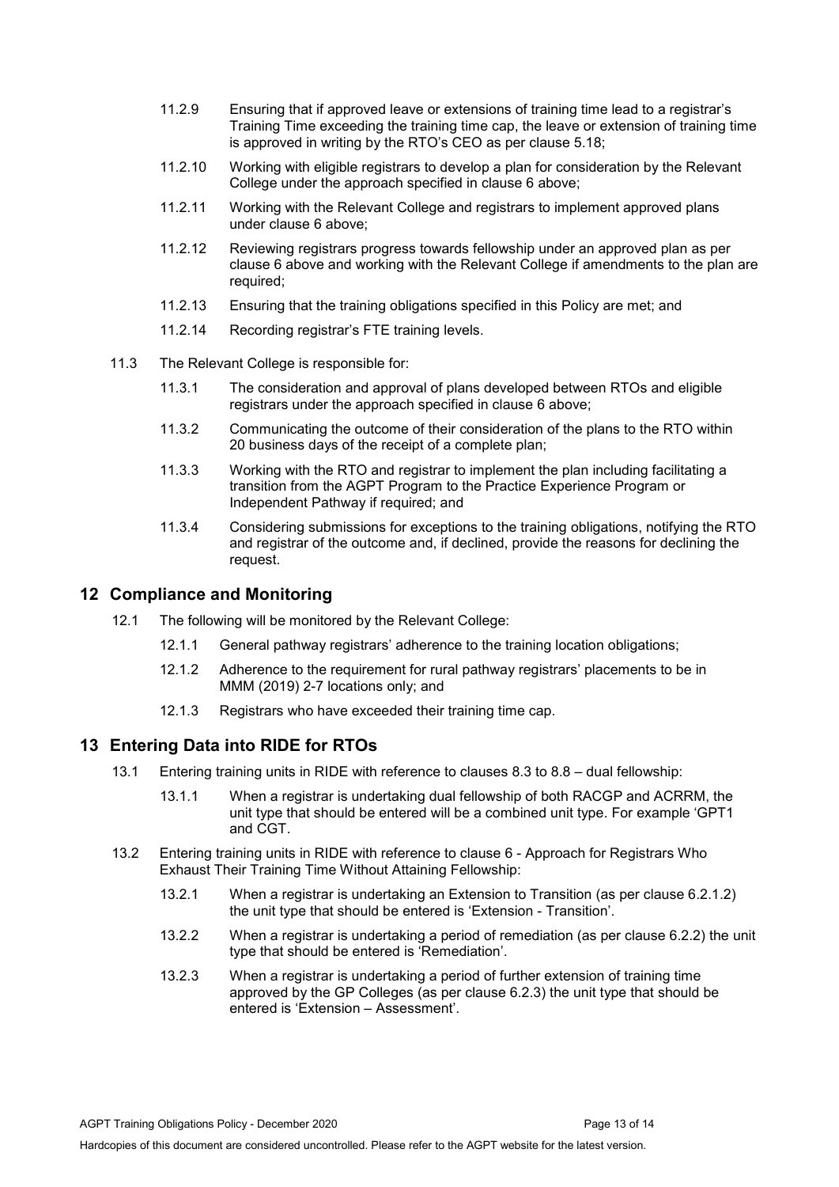11.2.9 Ensuring that if approved leave or extensions of training time lead to a registrar's Training Time exceeding the training time cap, the leave or extension of training time is approved in writing by the RTO's CEO as per clause 5.18;

11.2.10 Working with eligible registrars to develop a plan for consideration by the Relevant College under the approach specified in clause 6 above;

11.2.11 Working with the Relevant College and registrars to implement approved plans under clause 6 above;

11.2.12 Reviewing registrars progress towards fellowship under an approved plan as per clause 6 above and working with the Relevant College if amendments to the plan are required;

11.2.13 Ensuring that the training obligations specified in this Policy are met; and

11.2.14 Recording registrar's FTE training levels.

11.3 The Relevant College is responsible for:

11.3.1 The consideration and approval of plans developed between RTOs and eligible registrars under the approach specified in clause 6 above;

11.3.2 Communicating the outcome of their consideration of the plans to the RTO within 20 business days of the receipt of a complete plan;

11.3.3 Working with the RTO and registrar to implement the plan including facilitating a transition from the AGPT Program to the Practice Experience Program or Independent Pathway if required; and

11.3.4 Considering submissions for exceptions to the training obligations, notifying the RTO and registrar of the outcome and, if declined, provide the reasons for declining the request.

## 12 Compliance and Monitoring

12.1 The following will be monitored by the Relevant College:

12.1.1 General pathway registrars' adherence to the training location obligations;

12.1.2 Adherence to the requirement for rural pathway registrars' placements to be in MMM (2019) 2-7 locations only; and

12.1.3 Registrars who have exceeded their training time cap.

## 13 Entering Data into RIDE for RTOs

13.1 Entering training units in RIDE with reference to clauses 8.3 to 8.8 – dual fellowship:

13.1.1 When a registrar is undertaking dual fellowship of both RACGP and ACRRM, the unit type that should be entered will be a combined unit type. For example 'GPT1 and CGT.

13.2 Entering training units in RIDE with reference to clause 6 - Approach for Registrars Who Exhaust Their Training Time Without Attaining Fellowship:

13.2.1 When a registrar is undertaking an Extension to Transition (as per clause 6.2.1.2) the unit type that should be entered is 'Extension - Transition'.

13.2.2 When a registrar is undertaking a period of remediation (as per clause 6.2.2) the unit type that should be entered is 'Remediation'.

13.2.3 When a registrar is undertaking a period of further extension of training time approved by the GP Colleges (as per clause 6.2.3) the unit type that should be entered is 'Extension – Assessment'.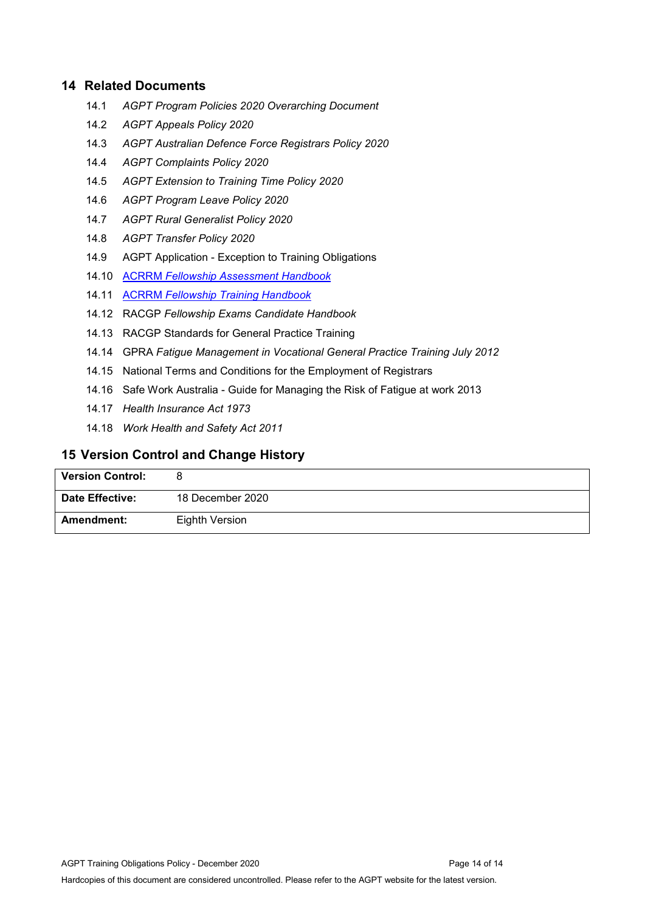## 14 Related Documents

14.1 *AGPT Program Policies 2020 Overarching Document*

14.2 *AGPT Appeals Policy 2020*

14.3 *AGPT Australian Defence Force Registrars Policy 2020*

14.4 *AGPT Complaints Policy 2020*

14.5 *AGPT Extension to Training Time Policy 2020*

14.6 *AGPT Program Leave Policy 2020*

14.7 *AGPT Rural Generalist Policy 2020*

14.8 *AGPT Transfer Policy 2020*

14.9 AGPT Application - Exception to Training Obligations

14.10 ACRRM *Fellowship Assessment Handbook*

14.11 ACRRM *Fellowship Training Handbook*

14.12 RACGP *Fellowship Exams Candidate Handbook*

14.13 RACGP Standards for General Practice Training

14.14 GPRA *Fatigue Management in Vocational General Practice Training July 2012*

14.15 National Terms and Conditions for the Employment of Registrars

14.16 Safe Work Australia - Guide for Managing the Risk of Fatigue at work 2013

14.17 *Health Insurance Act 1973*

14.18 *Work Health and Safety Act 2011*

## 15 Version Control and Change History

| | |
|---|---|
| **Version Control:** | 8 |
| **Date Effective:** | 18 December 2020 |
| **Amendment:** | Eighth Version |

Hardcopies of this document are considered uncontrolled. Please refer to the AGPT website for the latest version.